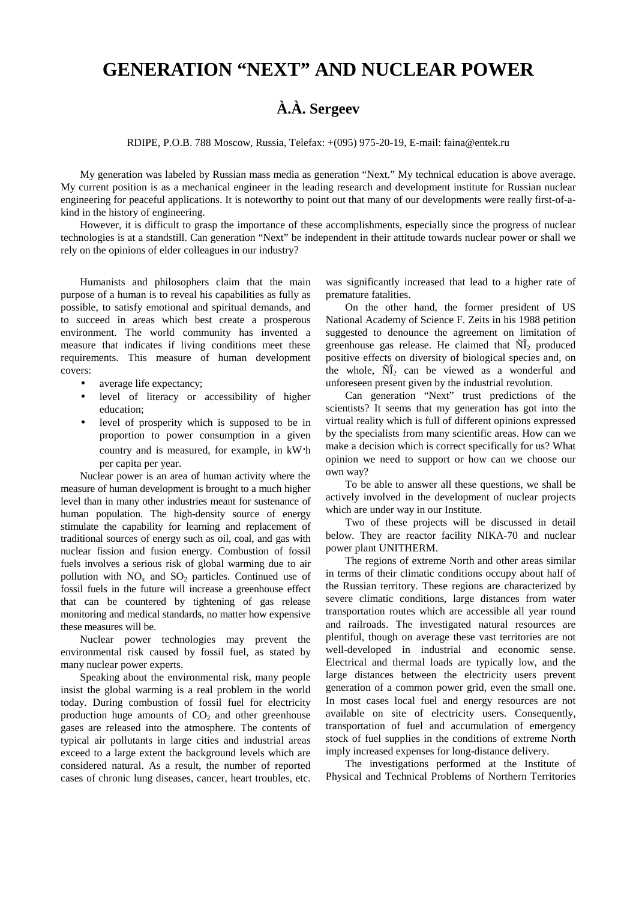# GENERATION "NEXT" AND NUCLEAR POWER

## À.À. Sergeev

RDIPE, P.O.B. 788 Moscow, Russia, Telefax: +(095) 975-20-19, E-mail: faina@entek.ru

My generation was labeled by Russian mass media as generation "Next." My technical education is above average. My current position is as a mechanical engineer in the leading research and development institute for Russian nuclear engineering for peaceful applications. It is noteworthy to point out that many of our developments were really first-of-a-kind in the history of engineering.

However, it is difficult to grasp the importance of these accomplishments, especially since the progress of nuclear technologies is at a standstill. Can generation "Next" be independent in their attitude towards nuclear power or shall we rely on the opinions of elder colleagues in our industry?

Humanists and philosophers claim that the main purpose of a human is to reveal his capabilities as fully as possible, to satisfy emotional and spiritual demands, and to succeed in areas which best create a prosperous environment. The world community has invented a measure that indicates if living conditions meet these requirements. This measure of human development covers:

- average life expectancy;
- level of literacy or accessibility of higher education;
- level of prosperity which is supposed to be in proportion to power consumption in a given country and is measured, for example, in kW·h per capita per year.

Nuclear power is an area of human activity where the measure of human development is brought to a much higher level than in many other industries meant for sustenance of human population. The high-density source of energy stimulate the capability for learning and replacement of traditional sources of energy such as oil, coal, and gas with nuclear fission and fusion energy. Combustion of fossil fuels involves a serious risk of global warming due to air pollution with $NO_x$ and $SO_2$ particles. Continued use of fossil fuels in the future will increase a greenhouse effect that can be countered by tightening of gas release monitoring and medical standards, no matter how expensive these measures will be.

Nuclear power technologies may prevent the environmental risk caused by fossil fuel, as stated by many nuclear power experts.

Speaking about the environmental risk, many people insist the global warming is a real problem in the world today. During combustion of fossil fuel for electricity production huge amounts of $CO_2$ and other greenhouse gases are released into the atmosphere. The contents of typical air pollutants in large cities and industrial areas exceed to a large extent the background levels which are considered natural. As a result, the number of reported cases of chronic lung diseases, cancer, heart troubles, etc. was significantly increased that lead to a higher rate of premature fatalities.

On the other hand, the former president of US National Academy of Science F. Zeits in his 1988 petition suggested to denounce the agreement on limitation of greenhouse gas release. He claimed that ÑÎ$_2$ produced positive effects on diversity of biological species and, on the whole, ÑÎ$_2$ can be viewed as a wonderful and unforeseen present given by the industrial revolution.

Can generation "Next" trust predictions of the scientists? It seems that my generation has got into the virtual reality which is full of different opinions expressed by the specialists from many scientific areas. How can we make a decision which is correct specifically for us? What opinion we need to support or how can we choose our own way?

To be able to answer all these questions, we shall be actively involved in the development of nuclear projects which are under way in our Institute.

Two of these projects will be discussed in detail below. They are reactor facility NIKA-70 and nuclear power plant UNITHERM.

The regions of extreme North and other areas similar in terms of their climatic conditions occupy about half of the Russian territory. These regions are characterized by severe climatic conditions, large distances from water transportation routes which are accessible all year round and railroads. The investigated natural resources are plentiful, though on average these vast territories are not well-developed in industrial and economic sense. Electrical and thermal loads are typically low, and the large distances between the electricity users prevent generation of a common power grid, even the small one. In most cases local fuel and energy resources are not available on site of electricity users. Consequently, transportation of fuel and accumulation of emergency stock of fuel supplies in the conditions of extreme North imply increased expenses for long-distance delivery.

The investigations performed at the Institute of Physical and Technical Problems of Northern Territories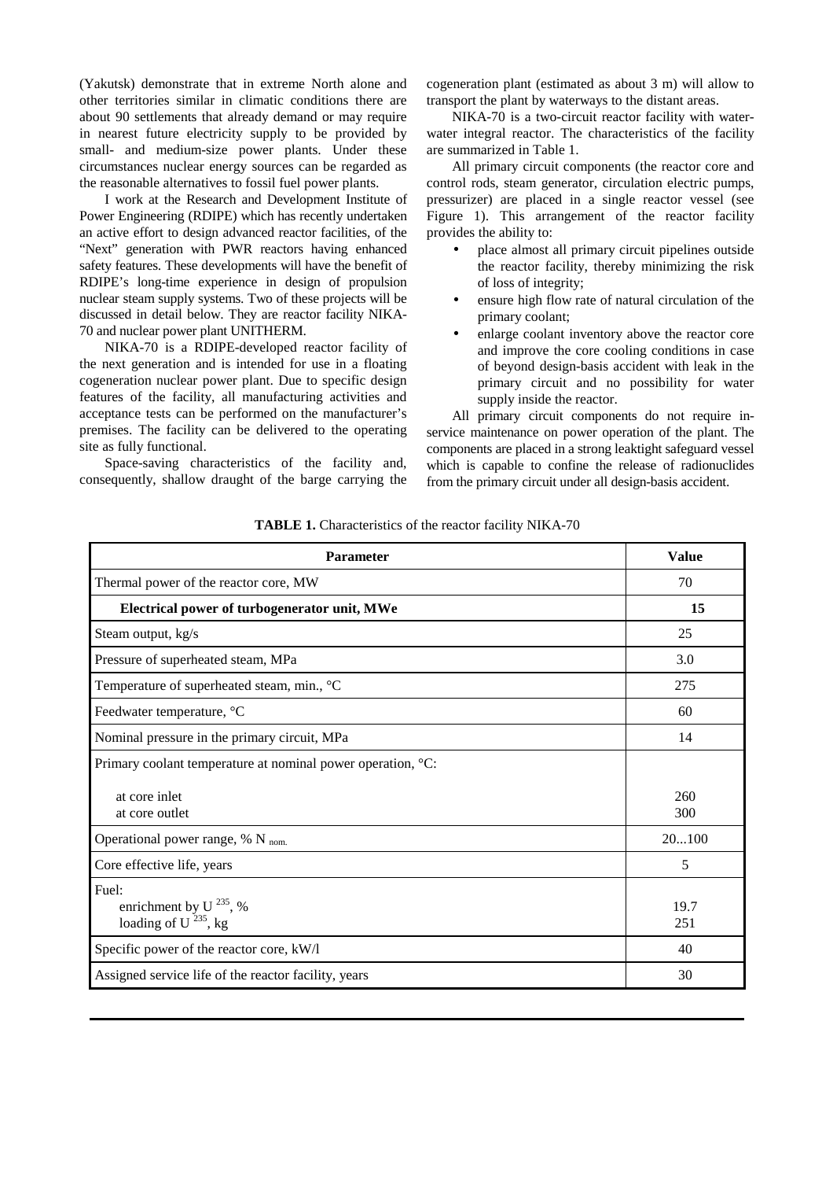(Yakutsk) demonstrate that in extreme North alone and other territories similar in climatic conditions there are about 90 settlements that already demand or may require in nearest future electricity supply to be provided by small- and medium-size power plants. Under these circumstances nuclear energy sources can be regarded as the reasonable alternatives to fossil fuel power plants.

I work at the Research and Development Institute of Power Engineering (RDIPE) which has recently undertaken an active effort to design advanced reactor facilities, of the "Next" generation with PWR reactors having enhanced safety features. These developments will have the benefit of RDIPE's long-time experience in design of propulsion nuclear steam supply systems. Two of these projects will be discussed in detail below. They are reactor facility NIKA-70 and nuclear power plant UNITHERM.

NIKA-70 is a RDIPE-developed reactor facility of the next generation and is intended for use in a floating cogeneration nuclear power plant. Due to specific design features of the facility, all manufacturing activities and acceptance tests can be performed on the manufacturer's premises. The facility can be delivered to the operating site as fully functional.

Space-saving characteristics of the facility and, consequently, shallow draught of the barge carrying the cogeneration plant (estimated as about 3 m) will allow to transport the plant by waterways to the distant areas.

NIKA-70 is a two-circuit reactor facility with water-water integral reactor. The characteristics of the facility are summarized in Table 1.

All primary circuit components (the reactor core and control rods, steam generator, circulation electric pumps, pressurizer) are placed in a single reactor vessel (see Figure 1). This arrangement of the reactor facility provides the ability to:

- place almost all primary circuit pipelines outside the reactor facility, thereby minimizing the risk of loss of integrity;
- ensure high flow rate of natural circulation of the primary coolant;
- enlarge coolant inventory above the reactor core and improve the core cooling conditions in case of beyond design-basis accident with leak in the primary circuit and no possibility for water supply inside the reactor.

All primary circuit components do not require in-service maintenance on power operation of the plant. The components are placed in a strong leaktight safeguard vessel which is capable to confine the release of radionuclides from the primary circuit under all design-basis accident.

**TABLE 1.** Characteristics of the reactor facility NIKA-70

| Parameter | Value |
|---|---|
| Thermal power of the reactor core, MW | 70 |
| **Electrical power of turbogenerator unit, MWe** | **15** |
| Steam output, kg/s | 25 |
| Pressure of superheated steam, MPa | 3.0 |
| Temperature of superheated steam, min., °C | 275 |
| Feedwater temperature, °C | 60 |
| Nominal pressure in the primary circuit, MPa | 14 |
| Primary coolant temperature at nominal power operation, °C: | |
| at core inlet | 260 |
| at core outlet | 300 |
| Operational power range, % $N_{nom.}$ | 20...100 |
| Core effective life, years | 5 |
| Fuel: | |
| enrichment by $U^{235}$, % | 19.7 |
| loading of $U^{235}$, kg | 251 |
| Specific power of the reactor core, kW/l | 40 |
| Assigned service life of the reactor facility, years | 30 |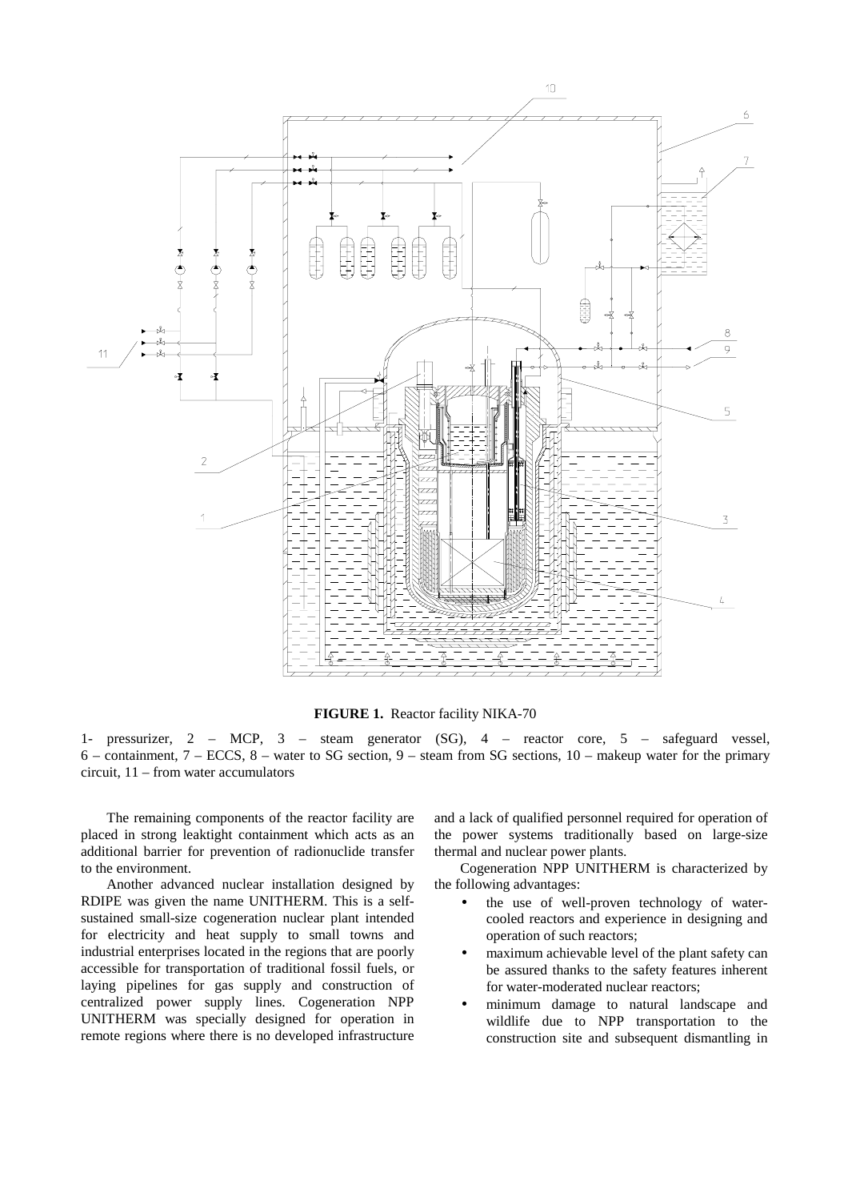**FIGURE 1.** Reactor facility NIKA-70

1- pressurizer, 2 – MCP, 3 – steam generator (SG), 4 – reactor core, 5 – safeguard vessel, 6 – containment, 7 – ECCS, 8 – water to SG section, 9 – steam from SG sections, 10 – makeup water for the primary circuit, 11 – from water accumulators

The remaining components of the reactor facility are placed in strong leaktight containment which acts as an additional barrier for prevention of radionuclide transfer to the environment.

Another advanced nuclear installation designed by RDIPE was given the name UNITHERM. This is a self-sustained small-size cogeneration nuclear plant intended for electricity and heat supply to small towns and industrial enterprises located in the regions that are poorly accessible for transportation of traditional fossil fuels, or laying pipelines for gas supply and construction of centralized power supply lines. Cogeneration NPP UNITHERM was specially designed for operation in remote regions where there is no developed infrastructure and a lack of qualified personnel required for operation of the power systems traditionally based on large-size thermal and nuclear power plants.

Cogeneration NPP UNITHERM is characterized by the following advantages:

- the use of well-proven technology of water-cooled reactors and experience in designing and operation of such reactors;
- maximum achievable level of the plant safety can be assured thanks to the safety features inherent for water-moderated nuclear reactors;
- minimum damage to natural landscape and wildlife due to NPP transportation to the construction site and subsequent dismantling in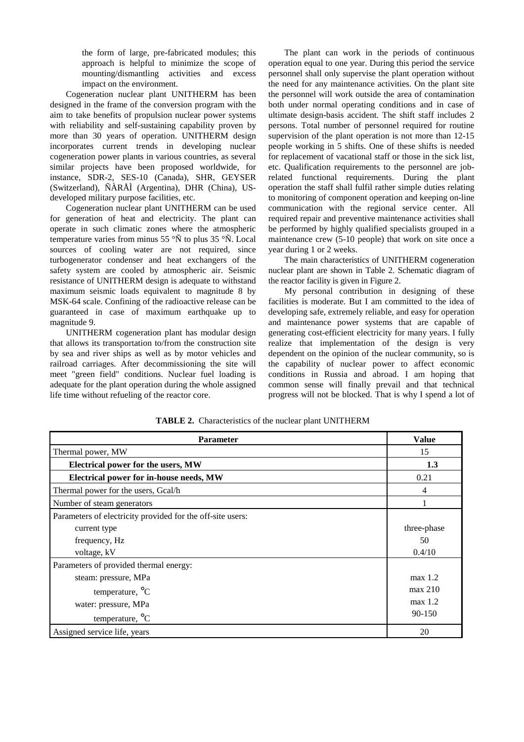the form of large, pre-fabricated modules; this approach is helpful to minimize the scope of mounting/dismantling activities and excess impact on the environment.

Cogeneration nuclear plant UNITHERM has been designed in the frame of the conversion program with the aim to take benefits of propulsion nuclear power systems with reliability and self-sustaining capability proven by more than 30 years of operation. UNITHERM design incorporates current trends in developing nuclear cogeneration power plants in various countries, as several similar projects have been proposed worldwide, for instance, SDR-2, SES-10 (Canada), SHR, GEYSER (Switzerland), ÑÀRÅÌ (Argentina), DHR (China), US-developed military purpose facilities, etc.

Cogeneration nuclear plant UNITHERM can be used for generation of heat and electricity. The plant can operate in such climatic zones where the atmospheric temperature varies from minus 55 °Ñ to plus 35 °Ñ. Local sources of cooling water are not required, since turbogenerator condenser and heat exchangers of the safety system are cooled by atmospheric air. Seismic resistance of UNITHERM design is adequate to withstand maximum seismic loads equivalent to magnitude 8 by MSK-64 scale. Confining of the radioactive release can be guaranteed in case of maximum earthquake up to magnitude 9.

UNITHERM cogeneration plant has modular design that allows its transportation to/from the construction site by sea and river ships as well as by motor vehicles and railroad carriages. After decommissioning the site will meet "green field" conditions. Nuclear fuel loading is adequate for the plant operation during the whole assigned life time without refueling of the reactor core.

The plant can work in the periods of continuous operation equal to one year. During this period the service personnel shall only supervise the plant operation without the need for any maintenance activities. On the plant site the personnel will work outside the area of contamination both under normal operating conditions and in case of ultimate design-basis accident. The shift staff includes 2 persons. Total number of personnel required for routine supervision of the plant operation is not more than 12-15 people working in 5 shifts. One of these shifts is needed for replacement of vacational staff or those in the sick list, etc. Qualification requirements to the personnel are job-related functional requirements. During the plant operation the staff shall fulfil rather simple duties relating to monitoring of component operation and keeping on-line communication with the regional service center. All required repair and preventive maintenance activities shall be performed by highly qualified specialists grouped in a maintenance crew (5-10 people) that work on site once a year during 1 or 2 weeks.

The main characteristics of UNITHERM cogeneration nuclear plant are shown in Table 2. Schematic diagram of the reactor facility is given in Figure 2.

My personal contribution in designing of these facilities is moderate. But I am committed to the idea of developing safe, extremely reliable, and easy for operation and maintenance power systems that are capable of generating cost-efficient electricity for many years. I fully realize that implementation of the design is very dependent on the opinion of the nuclear community, so is the capability of nuclear power to affect economic conditions in Russia and abroad. I am hoping that common sense will finally prevail and that technical progress will not be blocked. That is why I spend a lot of

**TABLE 2.** Characteristics of the nuclear plant UNITHERM

| Parameter | Value |
|---|---|
| Thermal power, MW | 15 |
| **Electrical power for the users, MW** | **1.3** |
| **Electrical power for in-house needs, MW** | 0.21 |
| Thermal power for the users, Gcal/h | 4 |
| Number of steam generators | 1 |
| Parameters of electricity provided for the off-site users: | |
| current type | three-phase |
| frequency, Hz | 50 |
| voltage, kV | 0.4/10 |
| Parameters of provided thermal energy: | |
| steam: pressure, MPa | max 1.2 |
| temperature, °C | max 210 |
| water: pressure, MPa | max 1.2 |
| temperature, °C | 90-150 |
| Assigned service life, years | 20 |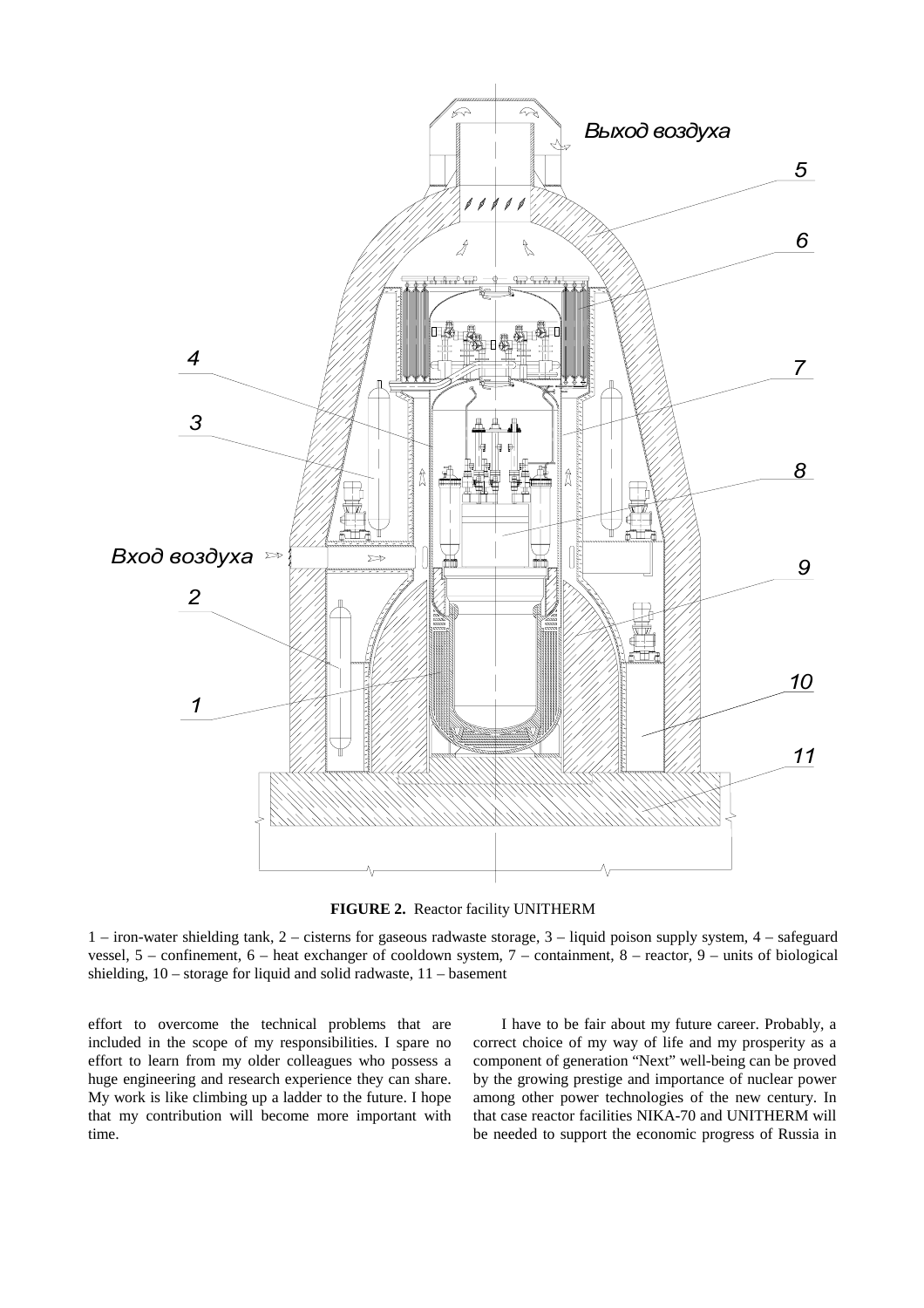**FIGURE 2.** Reactor facility UNITHERM

1 – iron-water shielding tank, 2 – cisterns for gaseous radwaste storage, 3 – liquid poison supply system, 4 – safeguard vessel, 5 – confinement, 6 – heat exchanger of cooldown system, 7 – containment, 8 – reactor, 9 – units of biological shielding, 10 – storage for liquid and solid radwaste, 11 – basement

effort to overcome the technical problems that are included in the scope of my responsibilities. I spare no effort to learn from my older colleagues who possess a huge engineering and research experience they can share. My work is like climbing up a ladder to the future. I hope that my contribution will become more important with time.

I have to be fair about my future career. Probably, a correct choice of my way of life and my prosperity as a component of generation "Next" well-being can be proved by the growing prestige and importance of nuclear power among other power technologies of the new century. In that case reactor facilities NIKA-70 and UNITHERM will be needed to support the economic progress of Russia in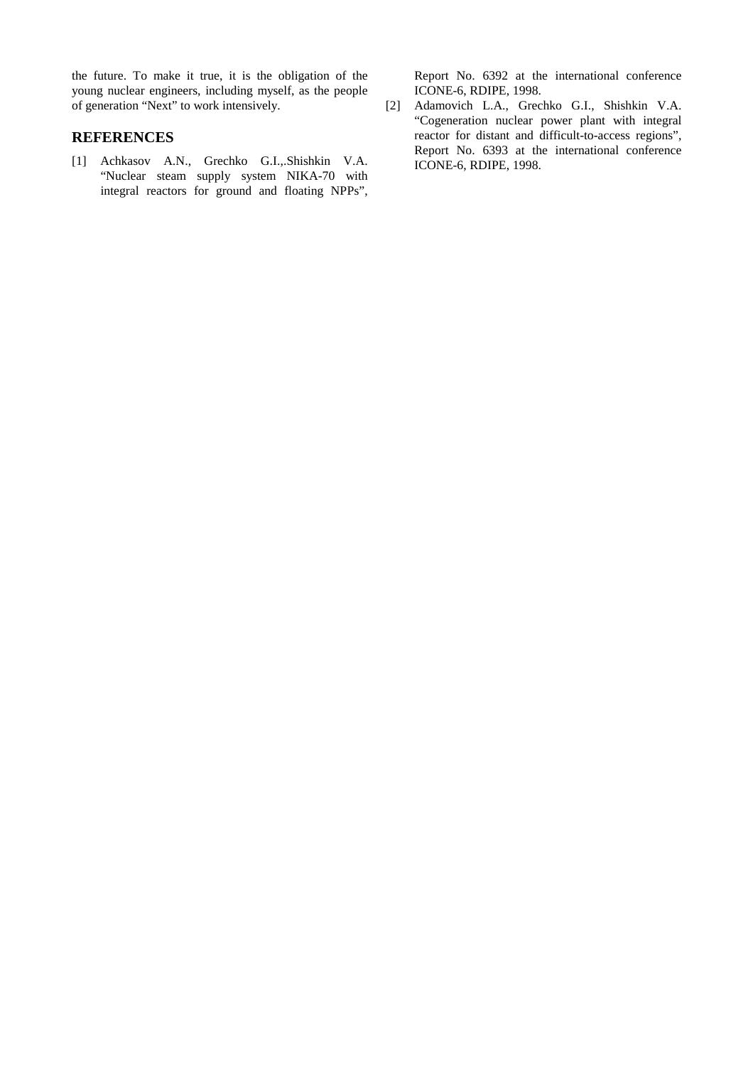the future. To make it true, it is the obligation of the young nuclear engineers, including myself, as the people of generation "Next" to work intensively.

## REFERENCES

[1] Achkasov A.N., Grechko G.I.,.Shishkin V.A. "Nuclear steam supply system NIKA-70 with integral reactors for ground and floating NPPs", Report No. 6392 at the international conference ICONE-6, RDIPE, 1998.

[2] Adamovich L.A., Grechko G.I., Shishkin V.A. "Cogeneration nuclear power plant with integral reactor for distant and difficult-to-access regions", Report No. 6393 at the international conference ICONE-6, RDIPE, 1998.